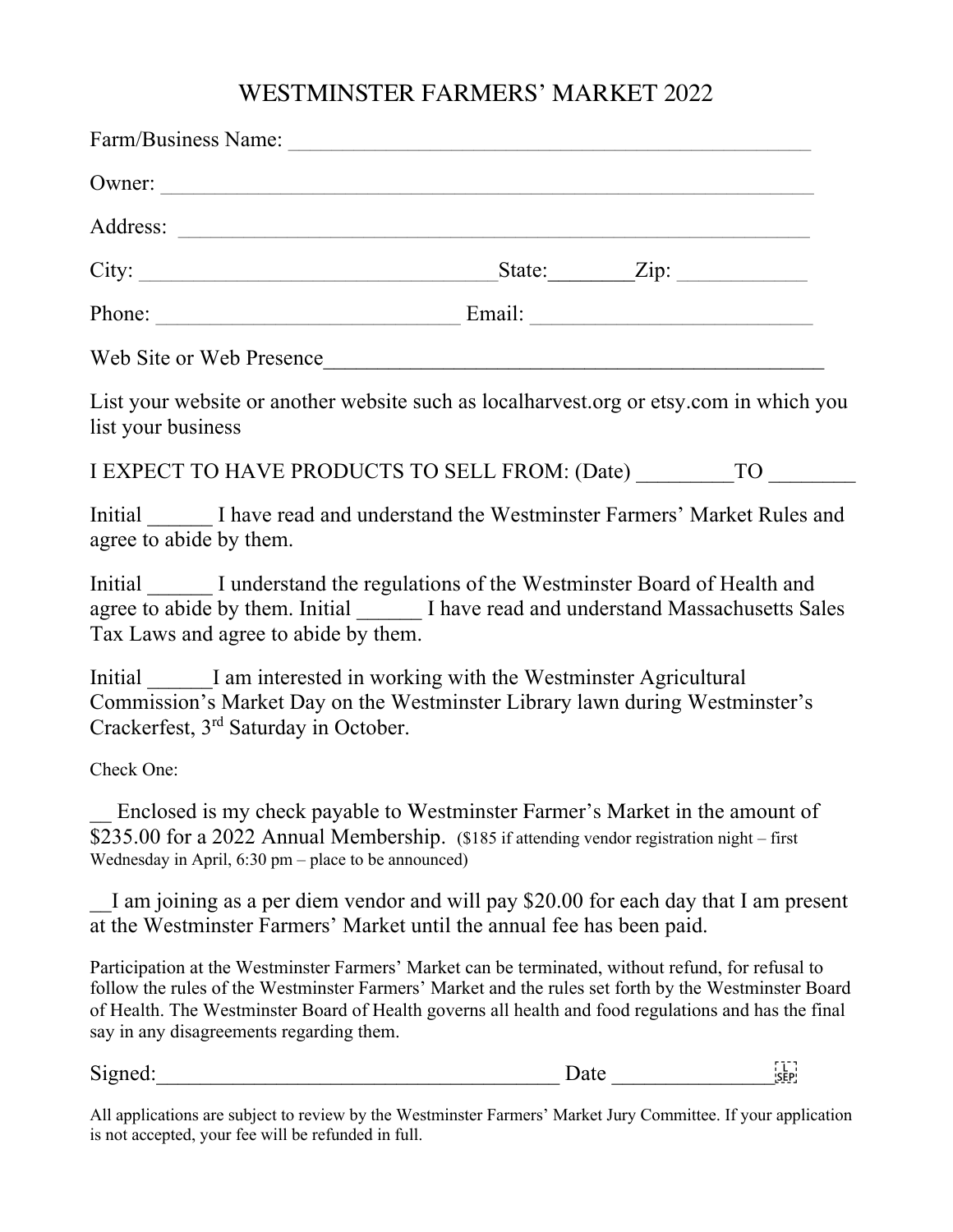# WESTMINSTER FARMERS' MARKET 2022

Farm/Business Name: ___________________________________________________

Owner: _______________________________________________________________

Address: _____________________________________________________________

City: _________________________________State:________Zip: ____________

Phone: _____________________________ Email: __________________________

Web Site or Web Presence______________________________________________

List your website or another website such as localharvest.org or etsy.com in which you list your business

I EXPECT TO HAVE PRODUCTS TO SELL FROM: (Date) _________TO ________

Initial ______ I have read and understand the Westminster Farmers' Market Rules and agree to abide by them.

Initial ______ I understand the regulations of the Westminster Board of Health and agree to abide by them. Initial ______ I have read and understand Massachusetts Sales Tax Laws and agree to abide by them.

Initial ______I am interested in working with the Westminster Agricultural Commission's Market Day on the Westminster Library lawn during Westminster's Crackerfest, 3rd Saturday in October.

Check One:

__ Enclosed is my check payable to Westminster Farmer's Market in the amount of $235.00 for a 2022 Annual Membership. ($185 if attending vendor registration night – first Wednesday in April, 6:30 pm – place to be announced)

__I am joining as a per diem vendor and will pay $20.00 for each day that I am present at the Westminster Farmers' Market until the annual fee has been paid.

Participation at the Westminster Farmers' Market can be terminated, without refund, for refusal to follow the rules of the Westminster Farmers' Market and the rules set forth by the Westminster Board of Health. The Westminster Board of Health governs all health and food regulations and has the final say in any disagreements regarding them.

Signed:_____________________________________ Date _______________

All applications are subject to review by the Westminster Farmers' Market Jury Committee. If your application is not accepted, your fee will be refunded in full.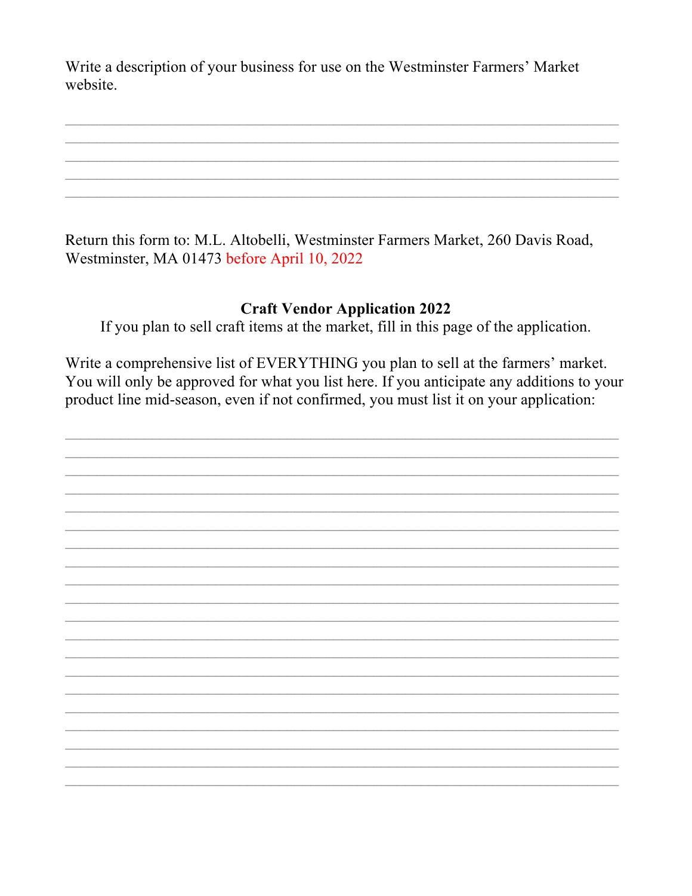Write a description of your business for use on the Westminster Farmers' Market website.

_______________________________________________________________________________
_______________________________________________________________________________
_______________________________________________________________________________
_______________________________________________________________________________
_______________________________________________________________________________

Return this form to: M.L. Altobelli, Westminster Farmers Market, 260 Davis Road, Westminster, MA 01473 before April 10, 2022

## Craft Vendor Application 2022

If you plan to sell craft items at the market, fill in this page of the application.

Write a comprehensive list of EVERYTHING you plan to sell at the farmers' market. You will only be approved for what you list here. If you anticipate any additions to your product line mid-season, even if not confirmed, you must list it on your application:

_______________________________________________________________________________
_______________________________________________________________________________
_______________________________________________________________________________
_______________________________________________________________________________
_______________________________________________________________________________
_______________________________________________________________________________
_______________________________________________________________________________
_______________________________________________________________________________
_______________________________________________________________________________
_______________________________________________________________________________
_______________________________________________________________________________
_______________________________________________________________________________
_______________________________________________________________________________
_______________________________________________________________________________
_______________________________________________________________________________
_______________________________________________________________________________
_______________________________________________________________________________
_______________________________________________________________________________
_______________________________________________________________________________
_______________________________________________________________________________